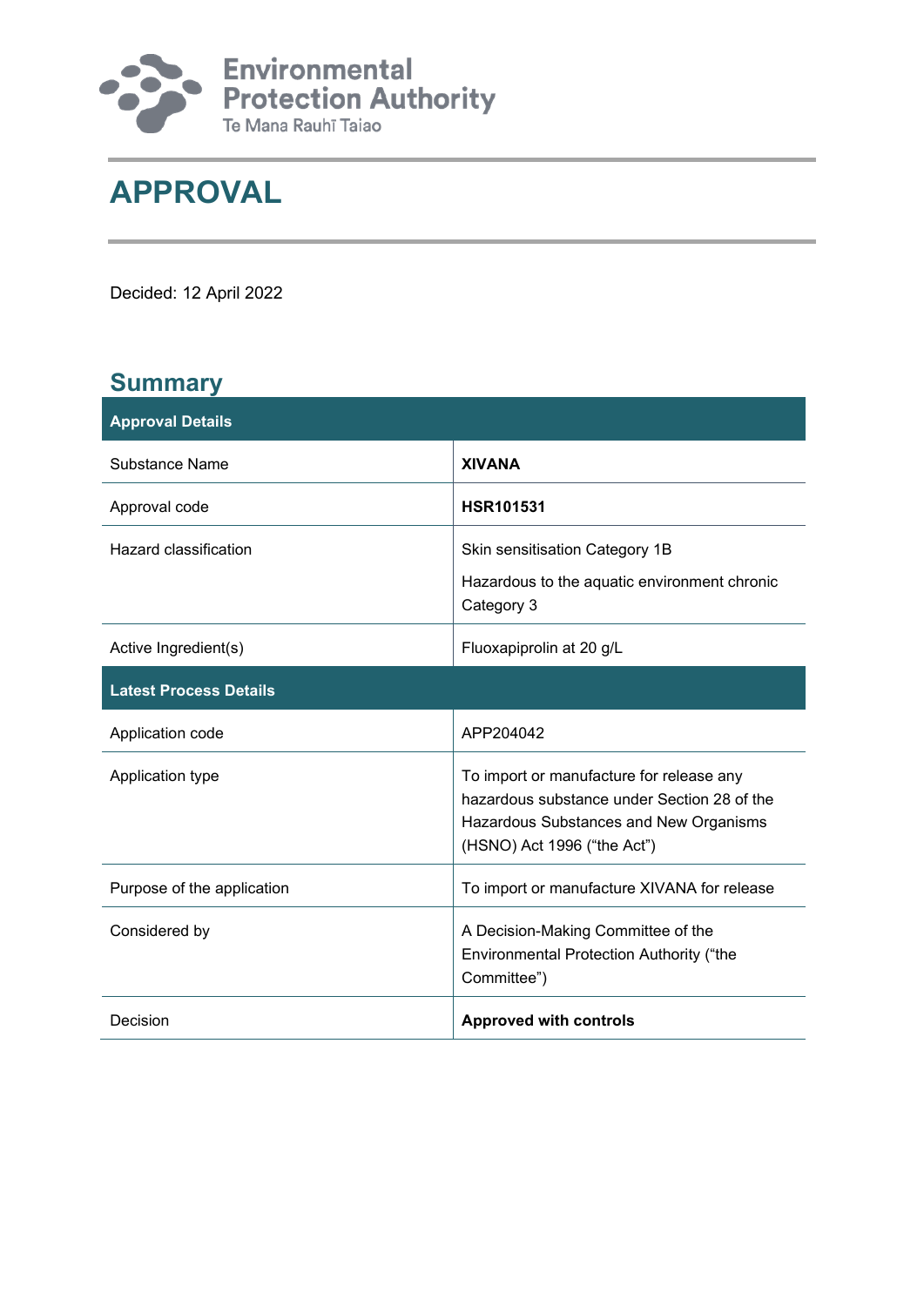Environmental Protection Authority
Te Mana Rauhī Taiao

# APPROVAL

Decided: 12 April 2022

## Summary

| Approval Details | |
|---|---|
| Substance Name | **XIVANA** |
| Approval code | **HSR101531** |
| Hazard classification | Skin sensitisation Category 1B<br><br>Hazardous to the aquatic environment chronic Category 3 |
| Active Ingredient(s) | Fluoxapiprolin at 20 g/L |
| **Latest Process Details** | |
| Application code | APP204042 |
| Application type | To import or manufacture for release any hazardous substance under Section 28 of the Hazardous Substances and New Organisms (HSNO) Act 1996 ("the Act") |
| Purpose of the application | To import or manufacture XIVANA for release |
| Considered by | A Decision-Making Committee of the Environmental Protection Authority ("the Committee") |
| Decision | **Approved with controls** |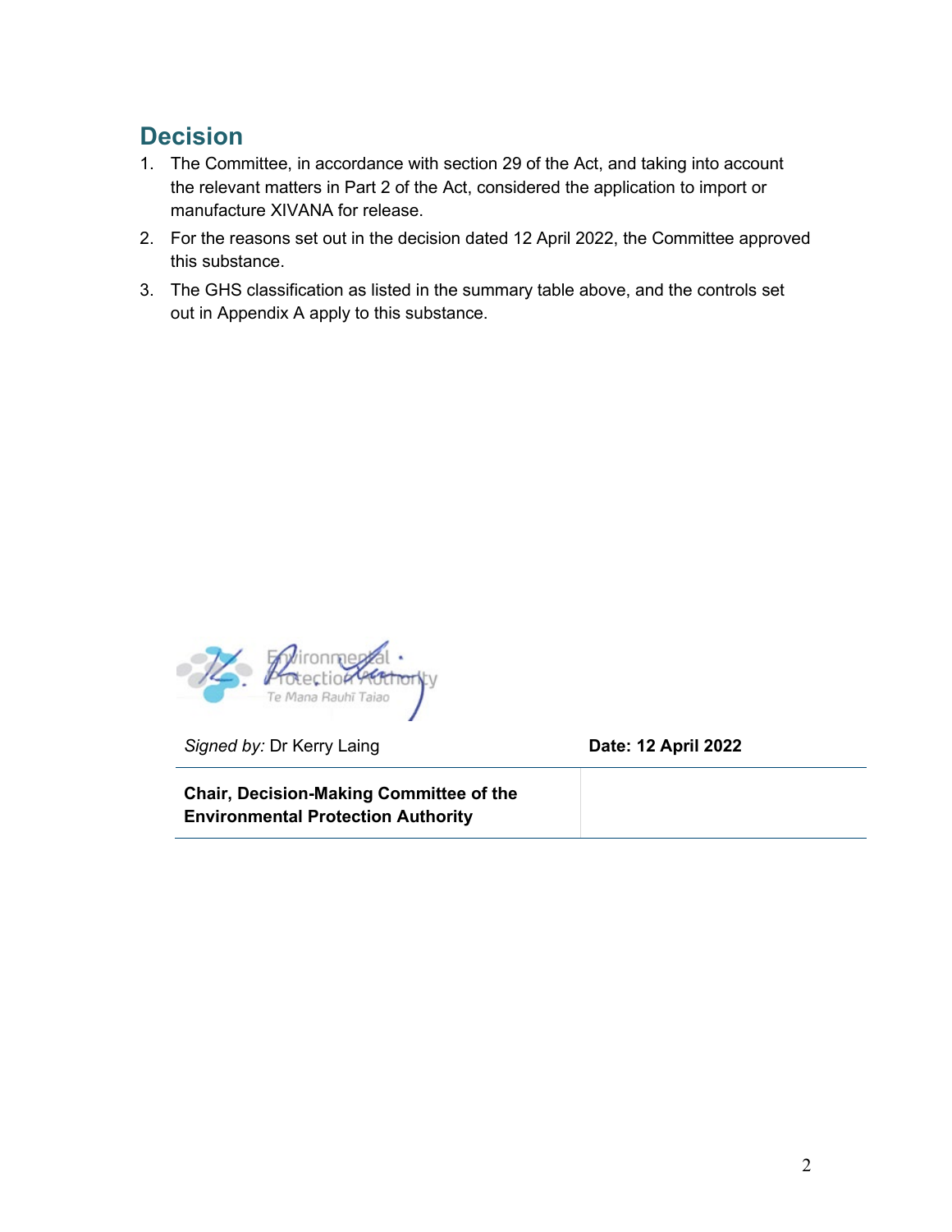## Decision

1. The Committee, in accordance with section 29 of the Act, and taking into account the relevant matters in Part 2 of the Act, considered the application to import or manufacture XIVANA for release.
2. For the reasons set out in the decision dated 12 April 2022, the Committee approved this substance.
3. The GHS classification as listed in the summary table above, and the controls set out in Appendix A apply to this substance.

| *Signed by:* Dr Kerry Laing | **Date: 12 April 2022** |
|---|---|
| **Chair, Decision-Making Committee of the Environmental Protection Authority** | |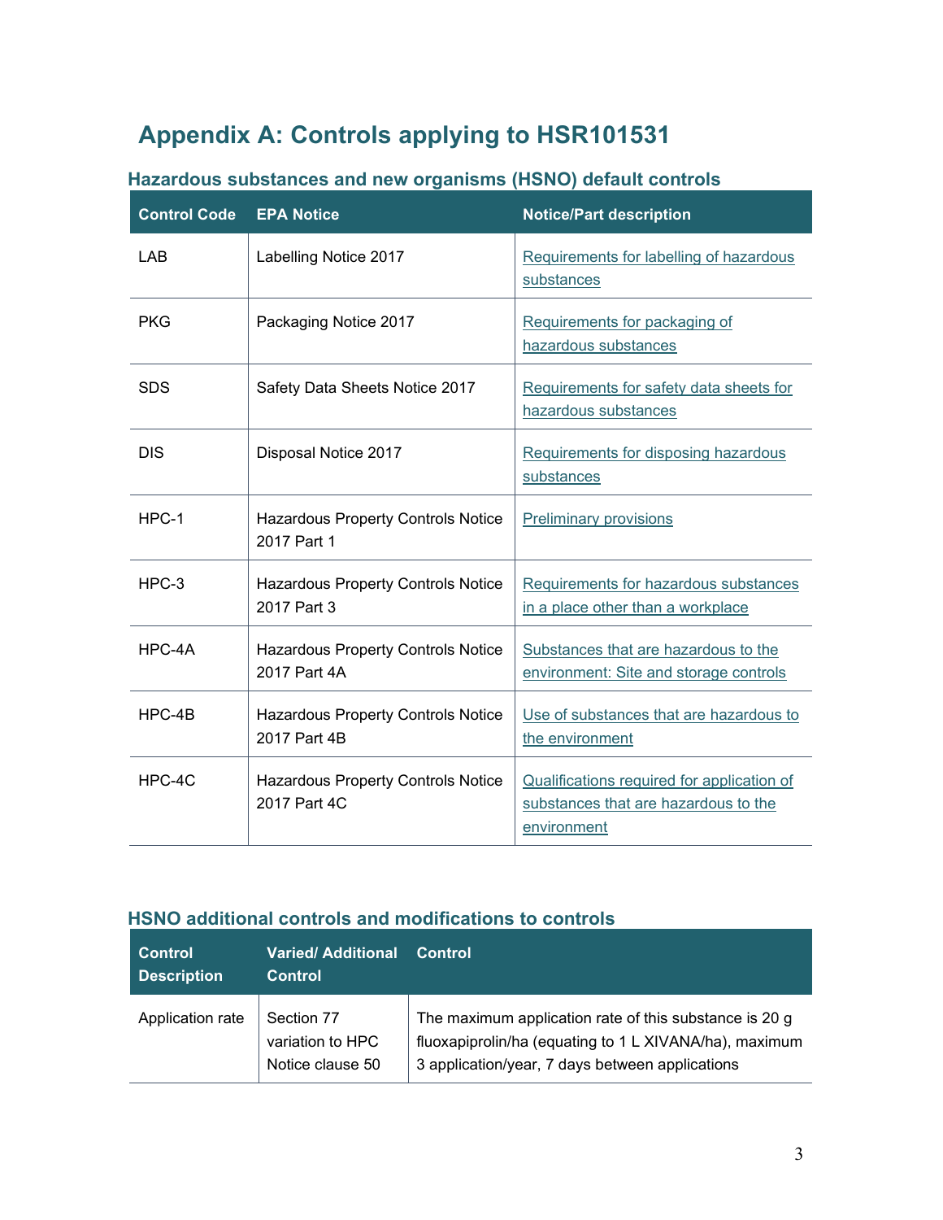# Appendix A: Controls applying to HSR101531

### Hazardous substances and new organisms (HSNO) default controls

| Control Code | EPA Notice | Notice/Part description |
|---|---|---|
| LAB | Labelling Notice 2017 | Requirements for labelling of hazardous substances |
| PKG | Packaging Notice 2017 | Requirements for packaging of hazardous substances |
| SDS | Safety Data Sheets Notice 2017 | Requirements for safety data sheets for hazardous substances |
| DIS | Disposal Notice 2017 | Requirements for disposing hazardous substances |
| HPC-1 | Hazardous Property Controls Notice 2017 Part 1 | Preliminary provisions |
| HPC-3 | Hazardous Property Controls Notice 2017 Part 3 | Requirements for hazardous substances in a place other than a workplace |
| HPC-4A | Hazardous Property Controls Notice 2017 Part 4A | Substances that are hazardous to the environment: Site and storage controls |
| HPC-4B | Hazardous Property Controls Notice 2017 Part 4B | Use of substances that are hazardous to the environment |
| HPC-4C | Hazardous Property Controls Notice 2017 Part 4C | Qualifications required for application of substances that are hazardous to the environment |

### HSNO additional controls and modifications to controls

| Control Description | Varied/ Additional Control | Control |
|---|---|---|
| Application rate | Section 77 variation to HPC Notice clause 50 | The maximum application rate of this substance is 20 g fluoxapiprolin/ha (equating to 1 L XIVANA/ha), maximum 3 application/year, 7 days between applications |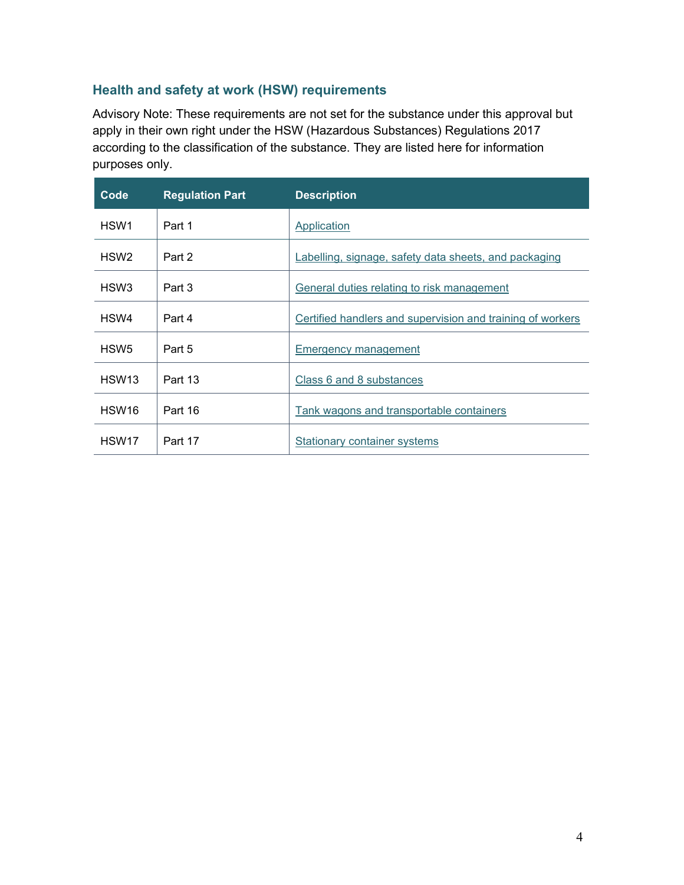## Health and safety at work (HSW) requirements

Advisory Note: These requirements are not set for the substance under this approval but apply in their own right under the HSW (Hazardous Substances) Regulations 2017 according to the classification of the substance. They are listed here for information purposes only.

| Code | Regulation Part | Description |
|---|---|---|
| HSW1 | Part 1 | Application |
| HSW2 | Part 2 | Labelling, signage, safety data sheets, and packaging |
| HSW3 | Part 3 | General duties relating to risk management |
| HSW4 | Part 4 | Certified handlers and supervision and training of workers |
| HSW5 | Part 5 | Emergency management |
| HSW13 | Part 13 | Class 6 and 8 substances |
| HSW16 | Part 16 | Tank wagons and transportable containers |
| HSW17 | Part 17 | Stationary container systems |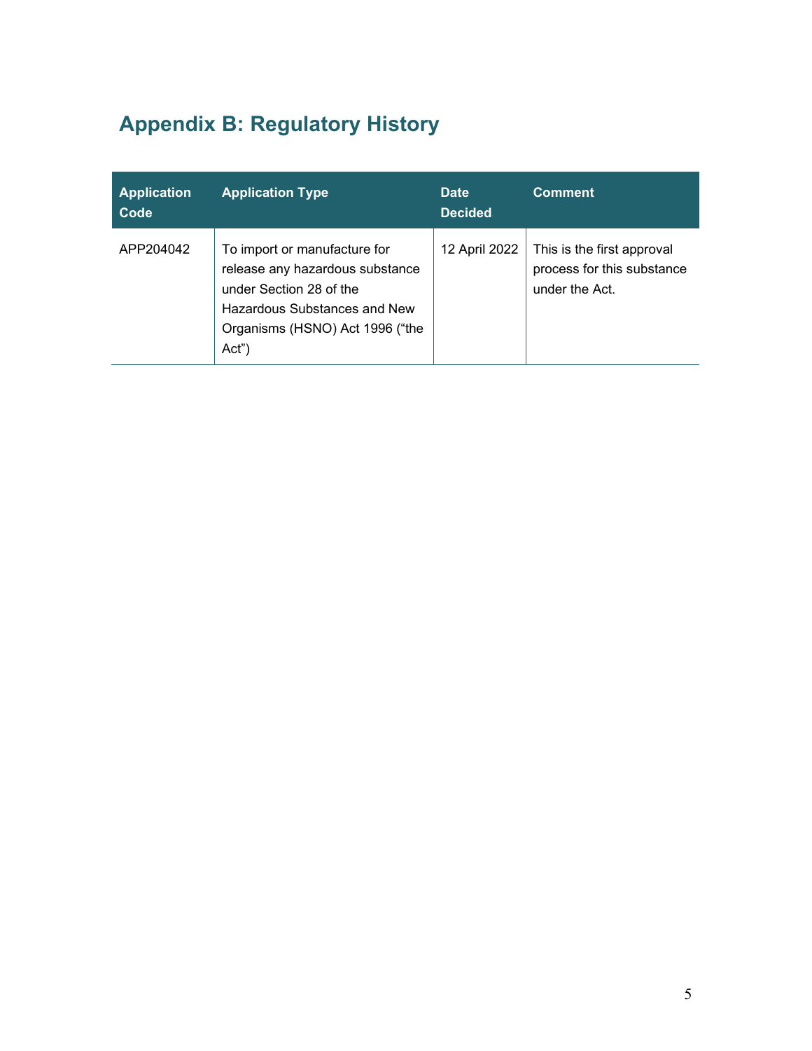## Appendix B: Regulatory History

| Application Code | Application Type | Date Decided | Comment |
|---|---|---|---|
| APP204042 | To import or manufacture for release any hazardous substance under Section 28 of the Hazardous Substances and New Organisms (HSNO) Act 1996 ("the Act") | 12 April 2022 | This is the first approval process for this substance under the Act. |